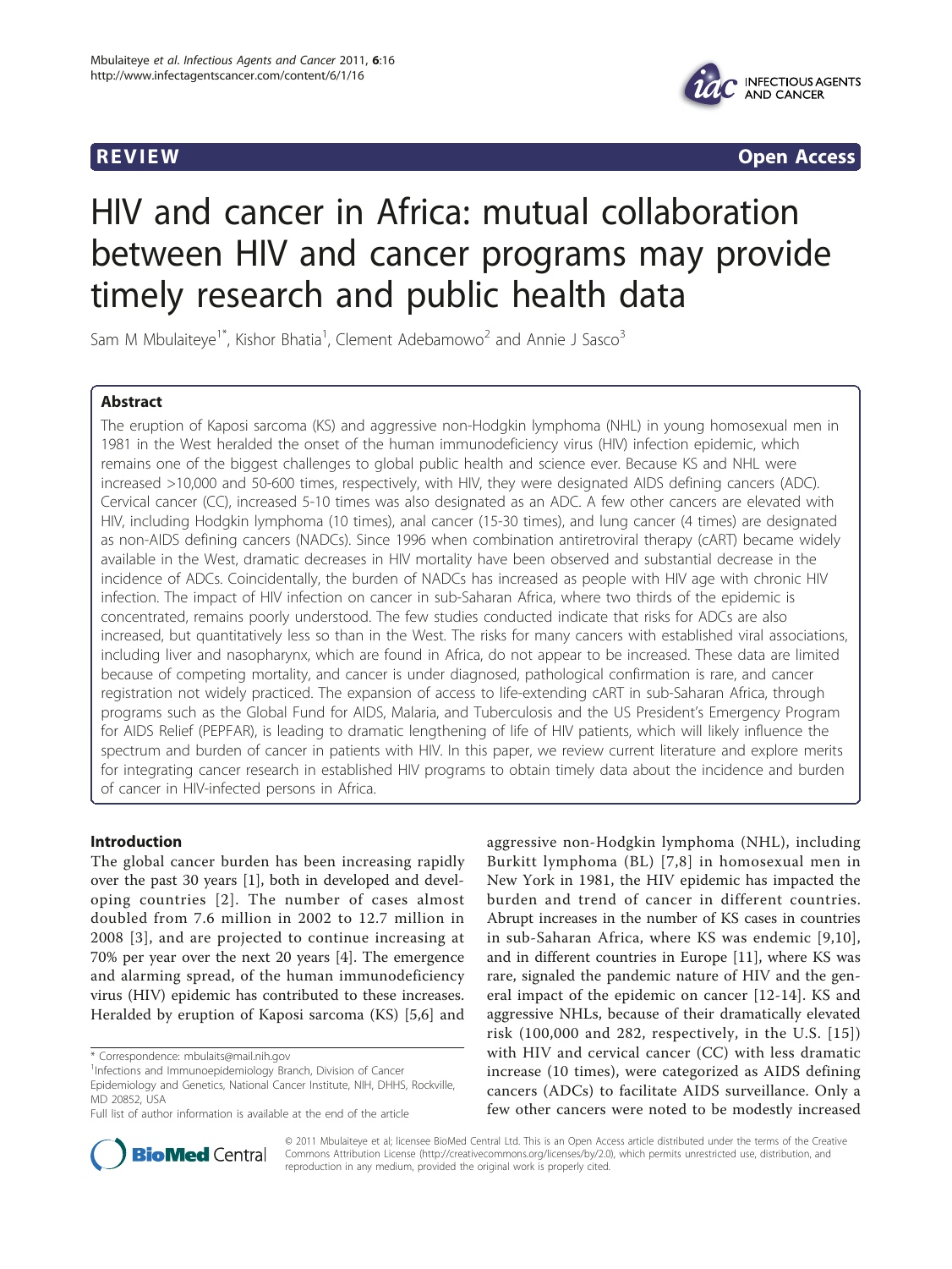REVIEW Open Access

# HIV and cancer in Africa: mutual collaboration between HIV and cancer programs may provide timely research and public health data

Sam M Mbulaiteye[1*], Kishor Bhatia[1], Clement Adebamowo[2] and Annie J Sasco[3]

## Abstract

The eruption of Kaposi sarcoma (KS) and aggressive non-Hodgkin lymphoma (NHL) in young homosexual men in 1981 in the West heralded the onset of the human immunodeficiency virus (HIV) infection epidemic, which remains one of the biggest challenges to global public health and science ever. Because KS and NHL were increased >10,000 and 50-600 times, respectively, with HIV, they were designated AIDS defining cancers (ADC). Cervical cancer (CC), increased 5-10 times was also designated as an ADC. A few other cancers are elevated with HIV, including Hodgkin lymphoma (10 times), anal cancer (15-30 times), and lung cancer (4 times) are designated as non-AIDS defining cancers (NADCs). Since 1996 when combination antiretroviral therapy (cART) became widely available in the West, dramatic decreases in HIV mortality have been observed and substantial decrease in the incidence of ADCs. Coincidentally, the burden of NADCs has increased as people with HIV age with chronic HIV infection. The impact of HIV infection on cancer in sub-Saharan Africa, where two thirds of the epidemic is concentrated, remains poorly understood. The few studies conducted indicate that risks for ADCs are also increased, but quantitatively less so than in the West. The risks for many cancers with established viral associations, including liver and nasopharynx, which are found in Africa, do not appear to be increased. These data are limited because of competing mortality, and cancer is under diagnosed, pathological confirmation is rare, and cancer registration not widely practiced. The expansion of access to life-extending cART in sub-Saharan Africa, through programs such as the Global Fund for AIDS, Malaria, and Tuberculosis and the US President's Emergency Program for AIDS Relief (PEPFAR), is leading to dramatic lengthening of life of HIV patients, which will likely influence the spectrum and burden of cancer in patients with HIV. In this paper, we review current literature and explore merits for integrating cancer research in established HIV programs to obtain timely data about the incidence and burden of cancer in HIV-infected persons in Africa.

## Introduction

The global cancer burden has been increasing rapidly over the past 30 years [1], both in developed and developing countries [2]. The number of cases almost doubled from 7.6 million in 2002 to 12.7 million in 2008 [3], and are projected to continue increasing at 70% per year over the next 20 years [4]. The emergence and alarming spread, of the human immunodeficiency virus (HIV) epidemic has contributed to these increases. Heralded by eruption of Kaposi sarcoma (KS) [5,6] and aggressive non-Hodgkin lymphoma (NHL), including Burkitt lymphoma (BL) [7,8] in homosexual men in New York in 1981, the HIV epidemic has impacted the burden and trend of cancer in different countries. Abrupt increases in the number of KS cases in countries in sub-Saharan Africa, where KS was endemic [9,10], and in different countries in Europe [11], where KS was rare, signaled the pandemic nature of HIV and the general impact of the epidemic on cancer [12-14]. KS and aggressive NHLs, because of their dramatically elevated risk (100,000 and 282, respectively, in the U.S. [15]) with HIV and cervical cancer (CC) with less dramatic increase (10 times), were categorized as AIDS defining cancers (ADCs) to facilitate AIDS surveillance. Only a few other cancers were noted to be modestly increased

\* Correspondence: mbulaits@mail.nih.gov
[1]Infections and Immunoepidemiology Branch, Division of Cancer Epidemiology and Genetics, National Cancer Institute, NIH, DHHS, Rockville, MD 20852, USA
Full list of author information is available at the end of the article

© 2011 Mbulaiteye et al; licensee BioMed Central Ltd. This is an Open Access article distributed under the terms of the Creative Commons Attribution License (http://creativecommons.org/licenses/by/2.0), which permits unrestricted use, distribution, and reproduction in any medium, provided the original work is properly cited.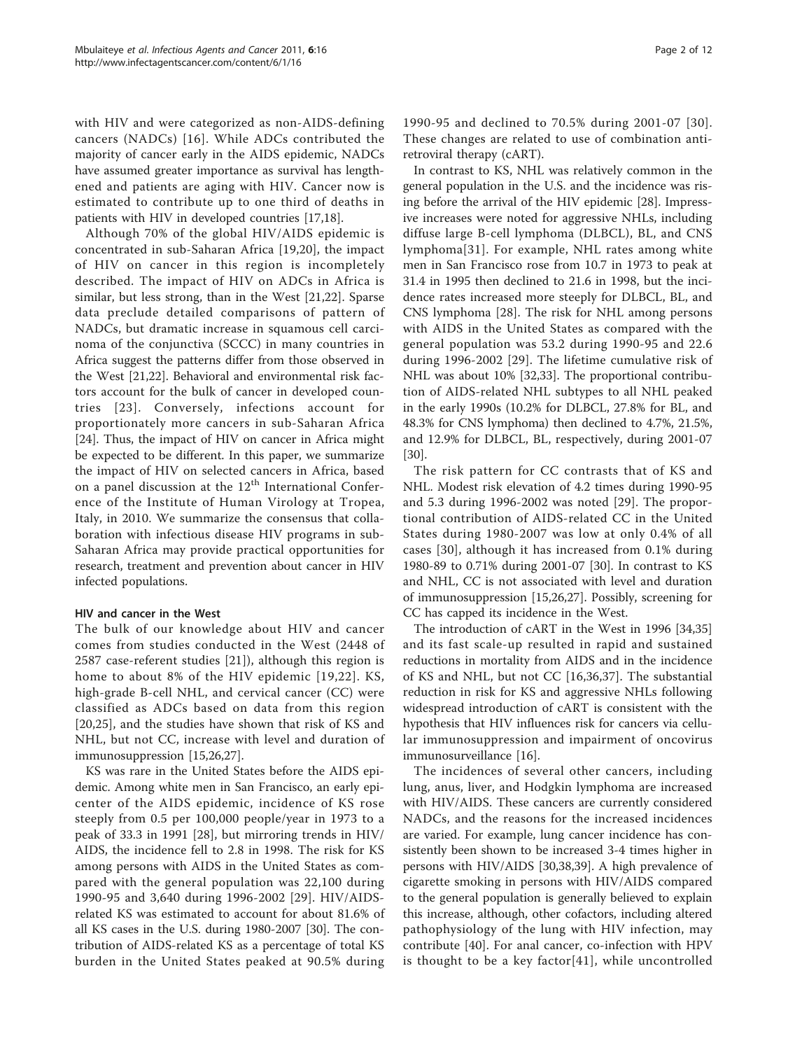with HIV and were categorized as non-AIDS-defining cancers (NADCs) [16]. While ADCs contributed the majority of cancer early in the AIDS epidemic, NADCs have assumed greater importance as survival has lengthened and patients are aging with HIV. Cancer now is estimated to contribute up to one third of deaths in patients with HIV in developed countries [17,18].

Although 70% of the global HIV/AIDS epidemic is concentrated in sub-Saharan Africa [19,20], the impact of HIV on cancer in this region is incompletely described. The impact of HIV on ADCs in Africa is similar, but less strong, than in the West [21,22]. Sparse data preclude detailed comparisons of pattern of NADCs, but dramatic increase in squamous cell carcinoma of the conjunctiva (SCCC) in many countries in Africa suggest the patterns differ from those observed in the West [21,22]. Behavioral and environmental risk factors account for the bulk of cancer in developed countries [23]. Conversely, infections account for proportionately more cancers in sub-Saharan Africa [24]. Thus, the impact of HIV on cancer in Africa might be expected to be different. In this paper, we summarize the impact of HIV on selected cancers in Africa, based on a panel discussion at the 12th International Conference of the Institute of Human Virology at Tropea, Italy, in 2010. We summarize the consensus that collaboration with infectious disease HIV programs in sub-Saharan Africa may provide practical opportunities for research, treatment and prevention about cancer in HIV infected populations.

#### HIV and cancer in the West

The bulk of our knowledge about HIV and cancer comes from studies conducted in the West (2448 of 2587 case-referent studies [21]), although this region is home to about 8% of the HIV epidemic [19,22]. KS, high-grade B-cell NHL, and cervical cancer (CC) were classified as ADCs based on data from this region [20,25], and the studies have shown that risk of KS and NHL, but not CC, increase with level and duration of immunosuppression [15,26,27].

KS was rare in the United States before the AIDS epidemic. Among white men in San Francisco, an early epicenter of the AIDS epidemic, incidence of KS rose steeply from 0.5 per 100,000 people/year in 1973 to a peak of 33.3 in 1991 [28], but mirroring trends in HIV/AIDS, the incidence fell to 2.8 in 1998. The risk for KS among persons with AIDS in the United States as compared with the general population was 22,100 during 1990-95 and 3,640 during 1996-2002 [29]. HIV/AIDS-related KS was estimated to account for about 81.6% of all KS cases in the U.S. during 1980-2007 [30]. The contribution of AIDS-related KS as a percentage of total KS burden in the United States peaked at 90.5% during 1990-95 and declined to 70.5% during 2001-07 [30]. These changes are related to use of combination antiretroviral therapy (cART).

In contrast to KS, NHL was relatively common in the general population in the U.S. and the incidence was rising before the arrival of the HIV epidemic [28]. Impressive increases were noted for aggressive NHLs, including diffuse large B-cell lymphoma (DLBCL), BL, and CNS lymphoma[31]. For example, NHL rates among white men in San Francisco rose from 10.7 in 1973 to peak at 31.4 in 1995 then declined to 21.6 in 1998, but the incidence rates increased more steeply for DLBCL, BL, and CNS lymphoma [28]. The risk for NHL among persons with AIDS in the United States as compared with the general population was 53.2 during 1990-95 and 22.6 during 1996-2002 [29]. The lifetime cumulative risk of NHL was about 10% [32,33]. The proportional contribution of AIDS-related NHL subtypes to all NHL peaked in the early 1990s (10.2% for DLBCL, 27.8% for BL, and 48.3% for CNS lymphoma) then declined to 4.7%, 21.5%, and 12.9% for DLBCL, BL, respectively, during 2001-07 [30].

The risk pattern for CC contrasts that of KS and NHL. Modest risk elevation of 4.2 times during 1990-95 and 5.3 during 1996-2002 was noted [29]. The proportional contribution of AIDS-related CC in the United States during 1980-2007 was low at only 0.4% of all cases [30], although it has increased from 0.1% during 1980-89 to 0.71% during 2001-07 [30]. In contrast to KS and NHL, CC is not associated with level and duration of immunosuppression [15,26,27]. Possibly, screening for CC has capped its incidence in the West.

The introduction of cART in the West in 1996 [34,35] and its fast scale-up resulted in rapid and sustained reductions in mortality from AIDS and in the incidence of KS and NHL, but not CC [16,36,37]. The substantial reduction in risk for KS and aggressive NHLs following widespread introduction of cART is consistent with the hypothesis that HIV influences risk for cancers via cellular immunosuppression and impairment of oncovirus immunosurveillance [16].

The incidences of several other cancers, including lung, anus, liver, and Hodgkin lymphoma are increased with HIV/AIDS. These cancers are currently considered NADCs, and the reasons for the increased incidences are varied. For example, lung cancer incidence has consistently been shown to be increased 3-4 times higher in persons with HIV/AIDS [30,38,39]. A high prevalence of cigarette smoking in persons with HIV/AIDS compared to the general population is generally believed to explain this increase, although, other cofactors, including altered pathophysiology of the lung with HIV infection, may contribute [40]. For anal cancer, co-infection with HPV is thought to be a key factor[41], while uncontrolled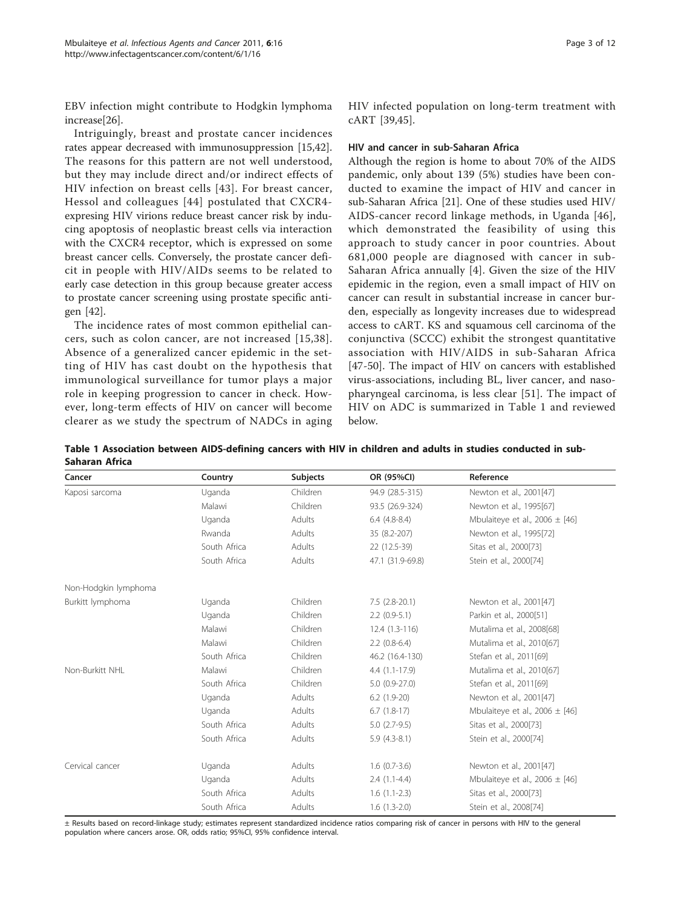EBV infection might contribute to Hodgkin lymphoma increase[26].

Intriguingly, breast and prostate cancer incidences rates appear decreased with immunosuppression [15,42]. The reasons for this pattern are not well understood, but they may include direct and/or indirect effects of HIV infection on breast cells [43]. For breast cancer, Hessol and colleagues [44] postulated that CXCR4-expressing HIV virions reduce breast cancer risk by inducing apoptosis of neoplastic breast cells via interaction with the CXCR4 receptor, which is expressed on some breast cancer cells. Conversely, the prostate cancer deficit in people with HIV/AIDs seems to be related to early case detection in this group because greater access to prostate cancer screening using prostate specific antigen [42].

The incidence rates of most common epithelial cancers, such as colon cancer, are not increased [15,38]. Absence of a generalized cancer epidemic in the setting of HIV has cast doubt on the hypothesis that immunological surveillance for tumor plays a major role in keeping progression to cancer in check. However, long-term effects of HIV on cancer will become clearer as we study the spectrum of NADCs in aging HIV infected population on long-term treatment with cART [39,45].

### HIV and cancer in sub-Saharan Africa

Although the region is home to about 70% of the AIDS pandemic, only about 139 (5%) studies have been conducted to examine the impact of HIV and cancer in sub-Saharan Africa [21]. One of these studies used HIV/AIDS-cancer record linkage methods, in Uganda [46], which demonstrated the feasibility of using this approach to study cancer in poor countries. About 681,000 people are diagnosed with cancer in sub-Saharan Africa annually [4]. Given the size of the HIV epidemic in the region, even a small impact of HIV on cancer can result in substantial increase in cancer burden, especially as longevity increases due to widespread access to cART. KS and squamous cell carcinoma of the conjunctiva (SCCC) exhibit the strongest quantitative association with HIV/AIDS in sub-Saharan Africa [47-50]. The impact of HIV on cancers with established virus-associations, including BL, liver cancer, and nasopharyngeal carcinoma, is less clear [51]. The impact of HIV on ADC is summarized in Table 1 and reviewed below.

**Table 1 Association between AIDS-defining cancers with HIV in children and adults in studies conducted in sub-Saharan Africa**

| Cancer | Country | Subjects | OR (95%CI) | Reference |
|---|---|---|---|---|
| Kaposi sarcoma | Uganda | Children | 94.9 (28.5-315) | Newton et al., 2001[47] |
| | Malawi | Children | 93.5 (26.9-324) | Newton et al., 1995[67] |
| | Uganda | Adults | 6.4 (4.8-8.4) | Mbulaiteye et al., 2006 ± [46] |
| | Rwanda | Adults | 35 (8.2-207) | Newton et al., 1995[72] |
| | South Africa | Adults | 22 (12.5-39) | Sitas et al., 2000[73] |
| | South Africa | Adults | 47.1 (31.9-69.8) | Stein et al., 2000[74] |
| Non-Hodgkin lymphoma | | | | |
| Burkitt lymphoma | Uganda | Children | 7.5 (2.8-20.1) | Newton et al., 2001[47] |
| | Uganda | Children | 2.2 (0.9-5.1) | Parkin et al., 2000[51] |
| | Malawi | Children | 12.4 (1.3-116) | Mutalima et al., 2008[68] |
| | Malawi | Children | 2.2 (0.8-6.4) | Mutalima et al., 2010[67] |
| | South Africa | Children | 46.2 (16.4-130) | Stefan et al., 2011[69] |
| Non-Burkitt NHL | Malawi | Children | 4.4 (1.1-17.9) | Mutalima et al., 2010[67] |
| | South Africa | Children | 5.0 (0.9-27.0) | Stefan et al., 2011[69] |
| | Uganda | Adults | 6.2 (1.9-20) | Newton et al., 2001[47] |
| | Uganda | Adults | 6.7 (1.8-17) | Mbulaiteye et al., 2006 ± [46] |
| | South Africa | Adults | 5.0 (2.7-9.5) | Sitas et al., 2000[73] |
| | South Africa | Adults | 5.9 (4.3-8.1) | Stein et al., 2000[74] |
| Cervical cancer | Uganda | Adults | 1.6 (0.7-3.6) | Newton et al., 2001[47] |
| | Uganda | Adults | 2.4 (1.1-4.4) | Mbulaiteye et al., 2006 ± [46] |
| | South Africa | Adults | 1.6 (1.1-2.3) | Sitas et al., 2000[73] |
| | South Africa | Adults | 1.6 (1.3-2.0) | Stein et al., 2008[74] |

± Results based on record-linkage study; estimates represent standardized incidence ratios comparing risk of cancer in persons with HIV to the general population where cancers arose. OR, odds ratio; 95%CI, 95% confidence interval.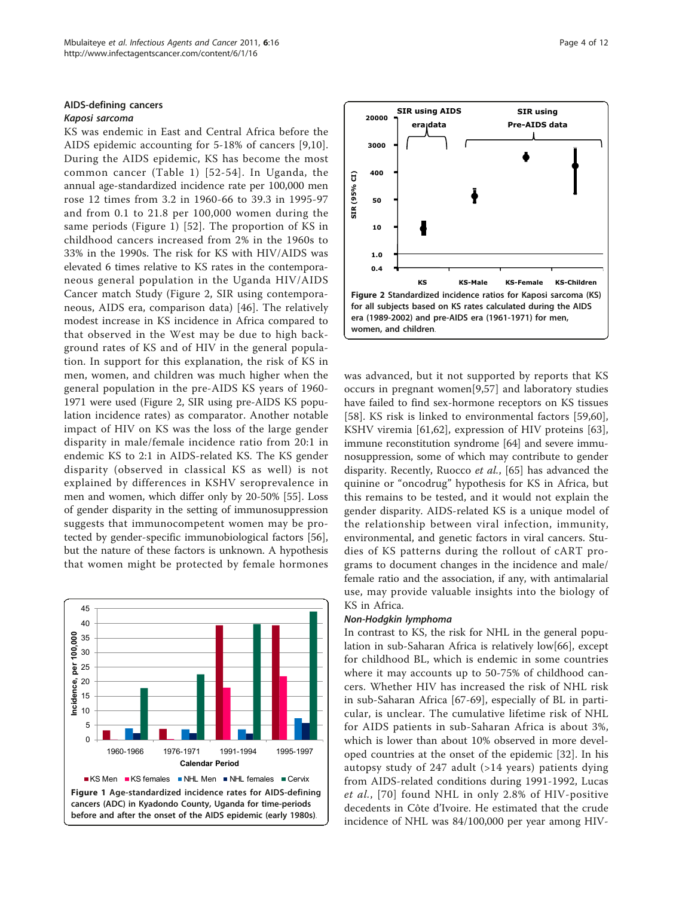## AIDS-defining cancers

### *Kaposi sarcoma*

KS was endemic in East and Central Africa before the AIDS epidemic accounting for 5-18% of cancers [9,10]. During the AIDS epidemic, KS has become the most common cancer (Table 1) [52-54]. In Uganda, the annual age-standardized incidence rate per 100,000 men rose 12 times from 3.2 in 1960-66 to 39.3 in 1995-97 and from 0.1 to 21.8 per 100,000 women during the same periods (Figure 1) [52]. The proportion of KS in childhood cancers increased from 2% in the 1960s to 33% in the 1990s. The risk for KS with HIV/AIDS was elevated 6 times relative to KS rates in the contemporaneous general population in the Uganda HIV/AIDS Cancer match Study (Figure 2, SIR using contemporaneous, AIDS era, comparison data) [46]. The relatively modest increase in KS incidence in Africa compared to that observed in the West may be due to high background rates of KS and of HIV in the general population. In support for this explanation, the risk of KS in men, women, and children was much higher when the general population in the pre-AIDS KS years of 1960-1971 were used (Figure 2, SIR using pre-AIDS KS population incidence rates) as comparator. Another notable impact of HIV on KS was the loss of the large gender disparity in male/female incidence ratio from 20:1 in endemic KS to 2:1 in AIDS-related KS. The KS gender disparity (observed in classical KS as well) is not explained by differences in KSHV seroprevalence in men and women, which differ only by 20-50% [55]. Loss of gender disparity in the setting of immunosuppression suggests that immunocompetent women may be protected by gender-specific immunobiological factors [56], but the nature of these factors is unknown. A hypothesis that women might be protected by female hormones was advanced, but it not supported by reports that KS occurs in pregnant women[9,57] and laboratory studies have failed to find sex-hormone receptors on KS tissues [58]. KS risk is linked to environmental factors [59,60], KSHV viremia [61,62], expression of HIV proteins [63], immune reconstitution syndrome [64] and severe immunosuppression, some of which may contribute to gender disparity. Recently, Ruocco *et al.*, [65] has advanced the quinine or "oncodrug" hypothesis for KS in Africa, but this remains to be tested, and it would not explain the gender disparity. AIDS-related KS is a unique model of the relationship between viral infection, immunity, environmental, and genetic factors in viral cancers. Studies of KS patterns during the rollout of cART programs to document changes in the incidence and male/female ratio and the association, if any, with antimalarial use, may provide valuable insights into the biology of KS in Africa.

**Figure 1** Age-standardized incidence rates for AIDS-defining cancers (ADC) in Kyadondo County, Uganda for time-periods before and after the onset of the AIDS epidemic (early 1980s).

**Figure 2** Standardized incidence ratios for Kaposi sarcoma (KS) for all subjects based on KS rates calculated during the AIDS era (1989-2002) and pre-AIDS era (1961-1971) for men, women, and children.

### *Non-Hodgkin lymphoma*

In contrast to KS, the risk for NHL in the general population in sub-Saharan Africa is relatively low[66], except for childhood BL, which is endemic in some countries where it may accounts up to 50-75% of childhood cancers. Whether HIV has increased the risk of NHL risk in sub-Saharan Africa [67-69], especially of BL in particular, is unclear. The cumulative lifetime risk of NHL for AIDS patients in sub-Saharan Africa is about 3%, which is lower than about 10% observed in more developed countries at the onset of the epidemic [32]. In his autopsy study of 247 adult (>14 years) patients dying from AIDS-related conditions during 1991-1992, Lucas *et al.*, [70] found NHL in only 2.8% of HIV-positive decedents in Côte d'Ivoire. He estimated that the crude incidence of NHL was 84/100,000 per year among HIV-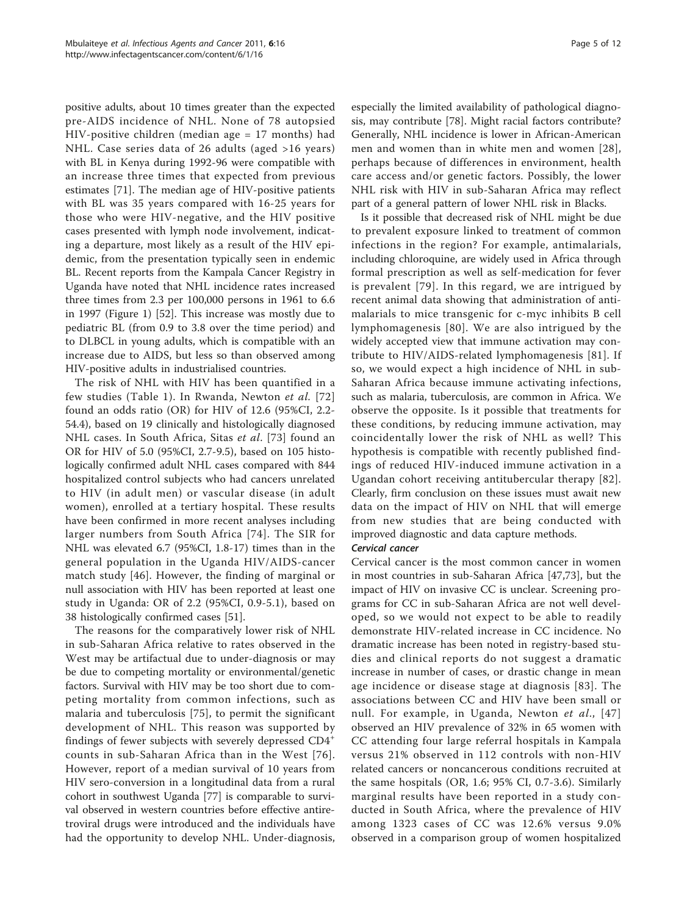positive adults, about 10 times greater than the expected pre-AIDS incidence of NHL. None of 78 autopsied HIV-positive children (median age = 17 months) had NHL. Case series data of 26 adults (aged >16 years) with BL in Kenya during 1992-96 were compatible with an increase three times that expected from previous estimates [71]. The median age of HIV-positive patients with BL was 35 years compared with 16-25 years for those who were HIV-negative, and the HIV positive cases presented with lymph node involvement, indicating a departure, most likely as a result of the HIV epidemic, from the presentation typically seen in endemic BL. Recent reports from the Kampala Cancer Registry in Uganda have noted that NHL incidence rates increased three times from 2.3 per 100,000 persons in 1961 to 6.6 in 1997 (Figure 1) [52]. This increase was mostly due to pediatric BL (from 0.9 to 3.8 over the time period) and to DLBCL in young adults, which is compatible with an increase due to AIDS, but less so than observed among HIV-positive adults in industrialised countries.

The risk of NHL with HIV has been quantified in a few studies (Table 1). In Rwanda, Newton *et al.* [72] found an odds ratio (OR) for HIV of 12.6 (95%CI, 2.2-54.4), based on 19 clinically and histologically diagnosed NHL cases. In South Africa, Sitas *et al.* [73] found an OR for HIV of 5.0 (95%CI, 2.7-9.5), based on 105 histologically confirmed adult NHL cases compared with 844 hospitalized control subjects who had cancers unrelated to HIV (in adult men) or vascular disease (in adult women), enrolled at a tertiary hospital. These results have been confirmed in more recent analyses including larger numbers from South Africa [74]. The SIR for NHL was elevated 6.7 (95%CI, 1.8-17) times than in the general population in the Uganda HIV/AIDS-cancer match study [46]. However, the finding of marginal or null association with HIV has been reported at least one study in Uganda: OR of 2.2 (95%CI, 0.9-5.1), based on 38 histologically confirmed cases [51].

The reasons for the comparatively lower risk of NHL in sub-Saharan Africa relative to rates observed in the West may be artifactual due to under-diagnosis or may be due to competing mortality or environmental/genetic factors. Survival with HIV may be too short due to competing mortality from common infections, such as malaria and tuberculosis [75], to permit the significant development of NHL. This reason was supported by findings of fewer subjects with severely depressed CD4[+] counts in sub-Saharan Africa than in the West [76]. However, report of a median survival of 10 years from HIV sero-conversion in a longitudinal data from a rural cohort in southwest Uganda [77] is comparable to survival observed in western countries before effective antiretroviral drugs were introduced and the individuals have had the opportunity to develop NHL. Under-diagnosis, especially the limited availability of pathological diagnosis, may contribute [78]. Might racial factors contribute? Generally, NHL incidence is lower in African-American men and women than in white men and women [28], perhaps because of differences in environment, health care access and/or genetic factors. Possibly, the lower NHL risk with HIV in sub-Saharan Africa may reflect part of a general pattern of lower NHL risk in Blacks.

Is it possible that decreased risk of NHL might be due to prevalent exposure linked to treatment of common infections in the region? For example, antimalarials, including chloroquine, are widely used in Africa through formal prescription as well as self-medication for fever is prevalent [79]. In this regard, we are intrigued by recent animal data showing that administration of antimalarials to mice transgenic for c-myc inhibits B cell lymphomagenesis [80]. We are also intrigued by the widely accepted view that immune activation may contribute to HIV/AIDS-related lymphomagenesis [81]. If so, we would expect a high incidence of NHL in sub-Saharan Africa because immune activating infections, such as malaria, tuberculosis, are common in Africa. We observe the opposite. Is it possible that treatments for these conditions, by reducing immune activation, may coincidentally lower the risk of NHL as well? This hypothesis is compatible with recently published findings of reduced HIV-induced immune activation in a Ugandan cohort receiving antitubercular therapy [82]. Clearly, firm conclusion on these issues must await new data on the impact of HIV on NHL that will emerge from new studies that are being conducted with improved diagnostic and data capture methods.

### Cervical cancer

Cervical cancer is the most common cancer in women in most countries in sub-Saharan Africa [47,73], but the impact of HIV on invasive CC is unclear. Screening programs for CC in sub-Saharan Africa are not well developed, so we would not expect to be able to readily demonstrate HIV-related increase in CC incidence. No dramatic increase has been noted in registry-based studies and clinical reports do not suggest a dramatic increase in number of cases, or drastic change in mean age incidence or disease stage at diagnosis [83]. The associations between CC and HIV have been small or null. For example, in Uganda, Newton *et al.*, [47] observed an HIV prevalence of 32% in 65 women with CC attending four large referral hospitals in Kampala versus 21% observed in 112 controls with non-HIV related cancers or noncancerous conditions recruited at the same hospitals (OR, 1.6; 95% CI, 0.7-3.6). Similarly marginal results have been reported in a study conducted in South Africa, where the prevalence of HIV among 1323 cases of CC was 12.6% versus 9.0% observed in a comparison group of women hospitalized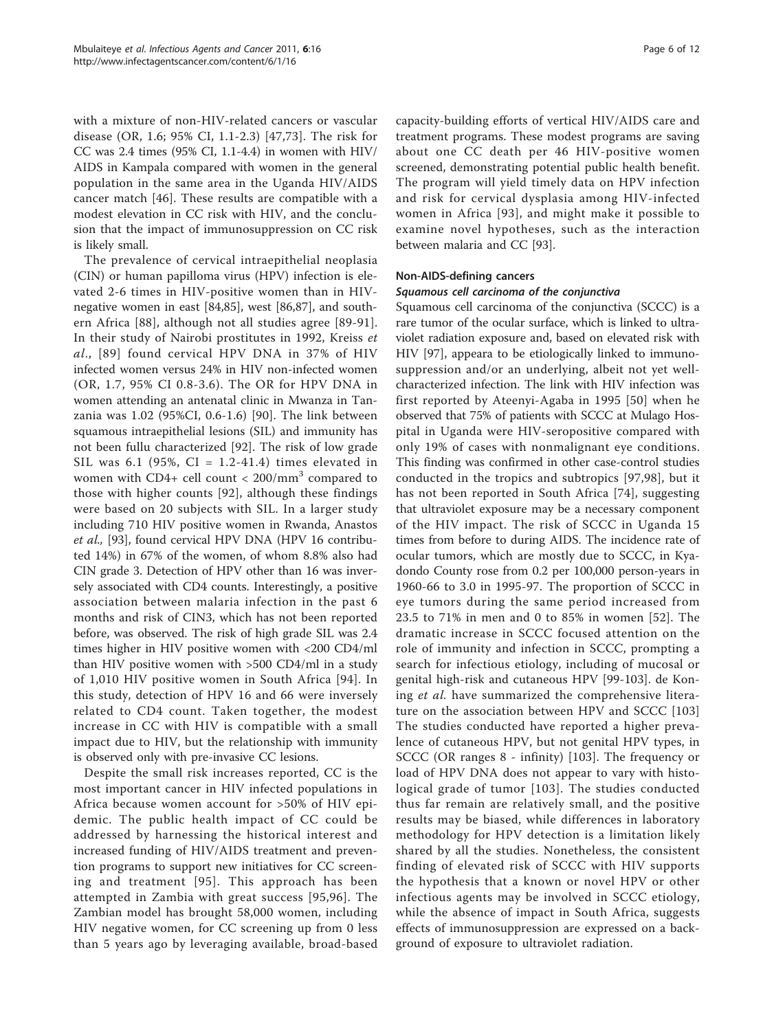with a mixture of non-HIV-related cancers or vascular disease (OR, 1.6; 95% CI, 1.1-2.3) [47,73]. The risk for CC was 2.4 times (95% CI, 1.1-4.4) in women with HIV/AIDS in Kampala compared with women in the general population in the same area in the Uganda HIV/AIDS cancer match [46]. These results are compatible with a modest elevation in CC risk with HIV, and the conclusion that the impact of immunosuppression on CC risk is likely small.

The prevalence of cervical intraepithelial neoplasia (CIN) or human papilloma virus (HPV) infection is elevated 2-6 times in HIV-positive women than in HIV-negative women in east [84,85], west [86,87], and southern Africa [88], although not all studies agree [89-91]. In their study of Nairobi prostitutes in 1992, Kreiss *et al.*, [89] found cervical HPV DNA in 37% of HIV infected women versus 24% in HIV non-infected women (OR, 1.7, 95% CI 0.8-3.6). The OR for HPV DNA in women attending an antenatal clinic in Mwanza in Tanzania was 1.02 (95%CI, 0.6-1.6) [90]. The link between squamous intraepithelial lesions (SIL) and immunity has not been fullu characterized [92]. The risk of low grade SIL was 6.1 (95%, CI = 1.2-41.4) times elevated in women with CD4+ cell count < 200/mm$^3$ compared to those with higher counts [92], although these findings were based on 20 subjects with SIL. In a larger study including 710 HIV positive women in Rwanda, Anastos *et al.*, [93], found cervical HPV DNA (HPV 16 contributed 14%) in 67% of the women, of whom 8.8% also had CIN grade 3. Detection of HPV other than 16 was inversely associated with CD4 counts. Interestingly, a positive association between malaria infection in the past 6 months and risk of CIN3, which has not been reported before, was observed. The risk of high grade SIL was 2.4 times higher in HIV positive women with <200 CD4/ml than HIV positive women with >500 CD4/ml in a study of 1,010 HIV positive women in South Africa [94]. In this study, detection of HPV 16 and 66 were inversely related to CD4 count. Taken together, the modest increase in CC with HIV is compatible with a small impact due to HIV, but the relationship with immunity is observed only with pre-invasive CC lesions.

Despite the small risk increases reported, CC is the most important cancer in HIV infected populations in Africa because women account for >50% of HIV epidemic. The public health impact of CC could be addressed by harnessing the historical interest and increased funding of HIV/AIDS treatment and prevention programs to support new initiatives for CC screening and treatment [95]. This approach has been attempted in Zambia with great success [95,96]. The Zambian model has brought 58,000 women, including HIV negative women, for CC screening up from 0 less than 5 years ago by leveraging available, broad-based capacity-building efforts of vertical HIV/AIDS care and treatment programs. These modest programs are saving about one CC death per 46 HIV-positive women screened, demonstrating potential public health benefit. The program will yield timely data on HPV infection and risk for cervical dysplasia among HIV-infected women in Africa [93], and might make it possible to examine novel hypotheses, such as the interaction between malaria and CC [93].

## Non-AIDS-defining cancers

### *Squamous cell carcinoma of the conjunctiva*

Squamous cell carcinoma of the conjunctiva (SCCC) is a rare tumor of the ocular surface, which is linked to ultraviolet radiation exposure and, based on elevated risk with HIV [97], appeara to be etiologically linked to immunosuppression and/or an underlying, albeit not yet well-characterized infection. The link with HIV infection was first reported by Ateenyi-Agaba in 1995 [50] when he observed that 75% of patients with SCCC at Mulago Hospital in Uganda were HIV-seropositive compared with only 19% of cases with nonmalignant eye conditions. This finding was confirmed in other case-control studies conducted in the tropics and subtropics [97,98], but it has not been reported in South Africa [74], suggesting that ultraviolet exposure may be a necessary component of the HIV impact. The risk of SCCC in Uganda 15 times from before to during AIDS. The incidence rate of ocular tumors, which are mostly due to SCCC, in Kyadondo County rose from 0.2 per 100,000 person-years in 1960-66 to 3.0 in 1995-97. The proportion of SCCC in eye tumors during the same period increased from 23.5 to 71% in men and 0 to 85% in women [52]. The dramatic increase in SCCC focused attention on the role of immunity and infection in SCCC, prompting a search for infectious etiology, including of mucosal or genital high-risk and cutaneous HPV [99-103]. de Koning *et al.* have summarized the comprehensive literature on the association between HPV and SCCC [103] The studies conducted have reported a higher prevalence of cutaneous HPV, but not genital HPV types, in SCCC (OR ranges 8 - infinity) [103]. The frequency or load of HPV DNA does not appear to vary with histological grade of tumor [103]. The studies conducted thus far remain are relatively small, and the positive results may be biased, while differences in laboratory methodology for HPV detection is a limitation likely shared by all the studies. Nonetheless, the consistent finding of elevated risk of SCCC with HIV supports the hypothesis that a known or novel HPV or other infectious agents may be involved in SCCC etiology, while the absence of impact in South Africa, suggests effects of immunosuppression are expressed on a background of exposure to ultraviolet radiation.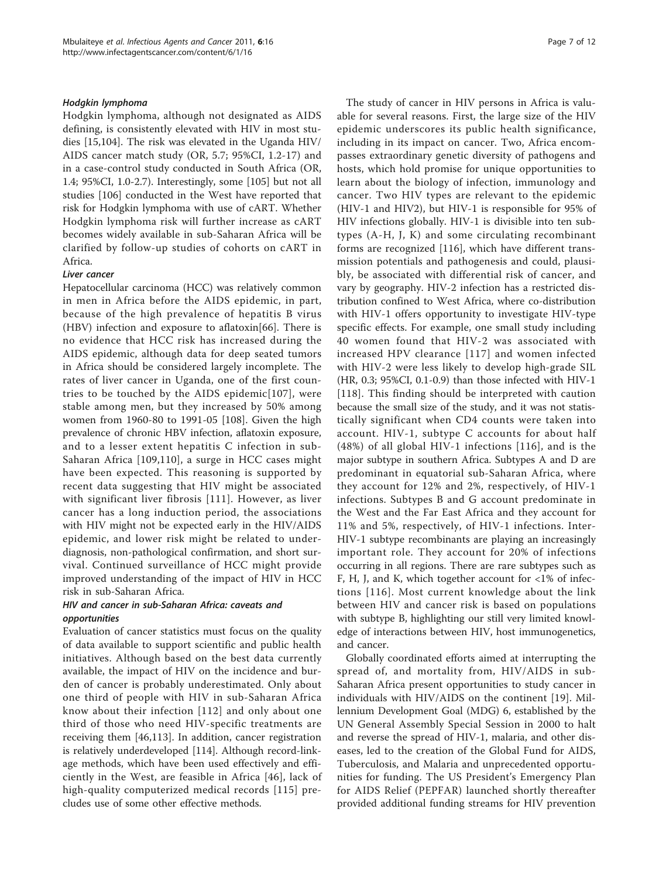### Hodgkin lymphoma

Hodgkin lymphoma, although not designated as AIDS defining, is consistently elevated with HIV in most studies [15,104]. The risk was elevated in the Uganda HIV/AIDS cancer match study (OR, 5.7; 95%CI, 1.2-17) and in a case-control study conducted in South Africa (OR, 1.4; 95%CI, 1.0-2.7). Interestingly, some [105] but not all studies [106] conducted in the West have reported that risk for Hodgkin lymphoma with use of cART. Whether Hodgkin lymphoma risk will further increase as cART becomes widely available in sub-Saharan Africa will be clarified by follow-up studies of cohorts on cART in Africa.

### Liver cancer

Hepatocellular carcinoma (HCC) was relatively common in men in Africa before the AIDS epidemic, in part, because of the high prevalence of hepatitis B virus (HBV) infection and exposure to aflatoxin[66]. There is no evidence that HCC risk has increased during the AIDS epidemic, although data for deep seated tumors in Africa should be considered largely incomplete. The rates of liver cancer in Uganda, one of the first countries to be touched by the AIDS epidemic[107], were stable among men, but they increased by 50% among women from 1960-80 to 1991-05 [108]. Given the high prevalence of chronic HBV infection, aflatoxin exposure, and to a lesser extent hepatitis C infection in sub-Saharan Africa [109,110], a surge in HCC cases might have been expected. This reasoning is supported by recent data suggesting that HIV might be associated with significant liver fibrosis [111]. However, as liver cancer has a long induction period, the associations with HIV might not be expected early in the HIV/AIDS epidemic, and lower risk might be related to under-diagnosis, non-pathological confirmation, and short survival. Continued surveillance of HCC might provide improved understanding of the impact of HIV in HCC risk in sub-Saharan Africa.

### HIV and cancer in sub-Saharan Africa: caveats and opportunities

Evaluation of cancer statistics must focus on the quality of data available to support scientific and public health initiatives. Although based on the best data currently available, the impact of HIV on the incidence and burden of cancer is probably underestimated. Only about one third of people with HIV in sub-Saharan Africa know about their infection [112] and only about one third of those who need HIV-specific treatments are receiving them [46,113]. In addition, cancer registration is relatively underdeveloped [114]. Although record-linkage methods, which have been used effectively and efficiently in the West, are feasible in Africa [46], lack of high-quality computerized medical records [115] precludes use of some other effective methods.

The study of cancer in HIV persons in Africa is valuable for several reasons. First, the large size of the HIV epidemic underscores its public health significance, including in its impact on cancer. Two, Africa encompasses extraordinary genetic diversity of pathogens and hosts, which hold promise for unique opportunities to learn about the biology of infection, immunology and cancer. Two HIV types are relevant to the epidemic (HIV-1 and HIV2), but HIV-1 is responsible for 95% of HIV infections globally. HIV-1 is divisible into ten subtypes (A-H, J, K) and some circulating recombinant forms are recognized [116], which have different transmission potentials and pathogenesis and could, plausibly, be associated with differential risk of cancer, and vary by geography. HIV-2 infection has a restricted distribution confined to West Africa, where co-distribution with HIV-1 offers opportunity to investigate HIV-type specific effects. For example, one small study including 40 women found that HIV-2 was associated with increased HPV clearance [117] and women infected with HIV-2 were less likely to develop high-grade SIL (HR, 0.3; 95%CI, 0.1-0.9) than those infected with HIV-1 [118]. This finding should be interpreted with caution because the small size of the study, and it was not statistically significant when CD4 counts were taken into account. HIV-1, subtype C accounts for about half (48%) of all global HIV-1 infections [116], and is the major subtype in southern Africa. Subtypes A and D are predominant in equatorial sub-Saharan Africa, where they account for 12% and 2%, respectively, of HIV-1 infections. Subtypes B and G account predominate in the West and the Far East Africa and they account for 11% and 5%, respectively, of HIV-1 infections. Inter-HIV-1 subtype recombinants are playing an increasingly important role. They account for 20% of infections occurring in all regions. There are rare subtypes such as F, H, J, and K, which together account for <1% of infections [116]. Most current knowledge about the link between HIV and cancer risk is based on populations with subtype B, highlighting our still very limited knowledge of interactions between HIV, host immunogenetics, and cancer.

Globally coordinated efforts aimed at interrupting the spread of, and mortality from, HIV/AIDS in sub-Saharan Africa present opportunities to study cancer in individuals with HIV/AIDS on the continent [19]. Millennium Development Goal (MDG) 6, established by the UN General Assembly Special Session in 2000 to halt and reverse the spread of HIV-1, malaria, and other diseases, led to the creation of the Global Fund for AIDS, Tuberculosis, and Malaria and unprecedented opportunities for funding. The US President's Emergency Plan for AIDS Relief (PEPFAR) launched shortly thereafter provided additional funding streams for HIV prevention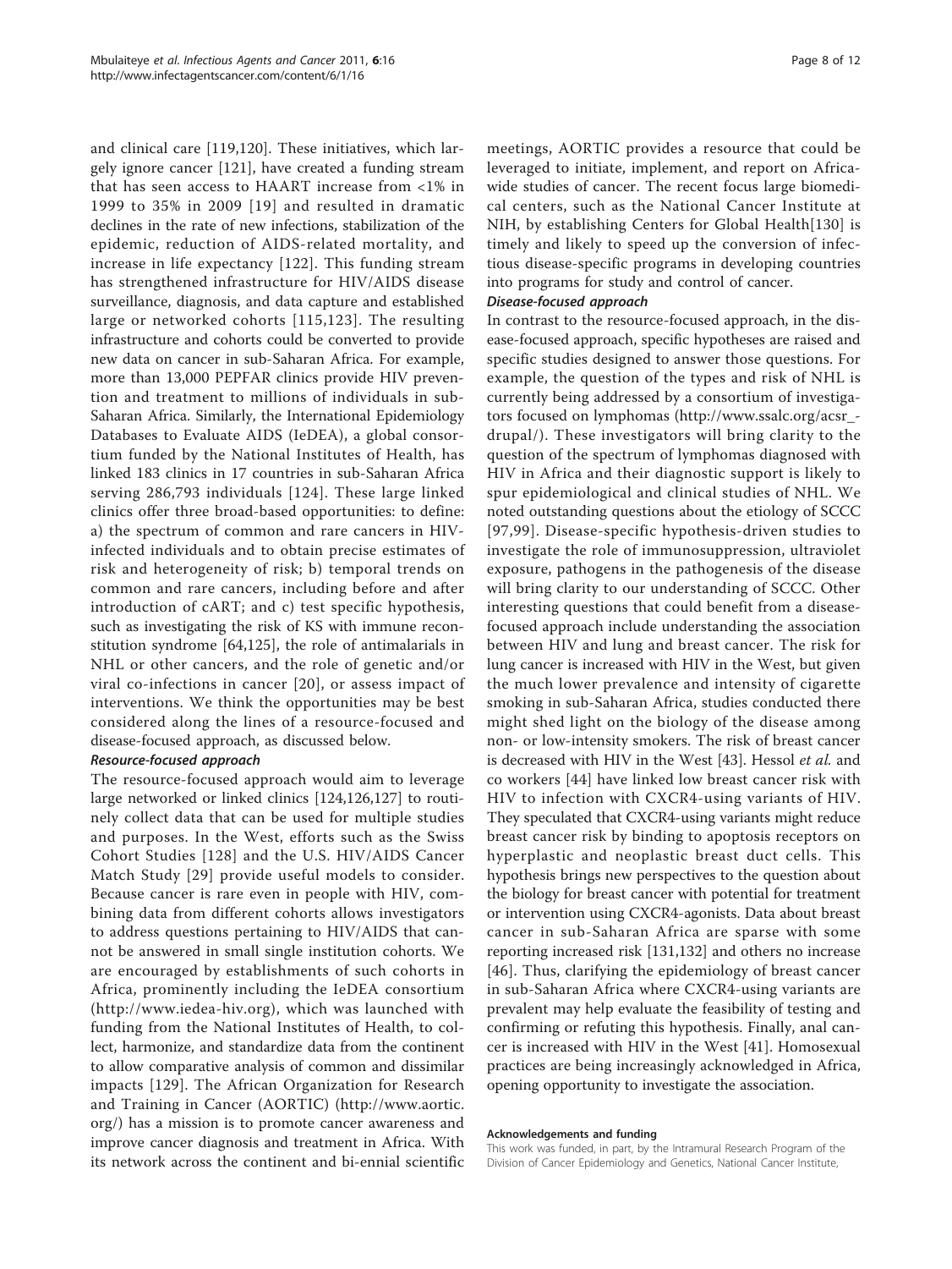and clinical care [119,120]. These initiatives, which largely ignore cancer [121], have created a funding stream that has seen access to HAART increase from <1% in 1999 to 35% in 2009 [19] and resulted in dramatic declines in the rate of new infections, stabilization of the epidemic, reduction of AIDS-related mortality, and increase in life expectancy [122]. This funding stream has strengthened infrastructure for HIV/AIDS disease surveillance, diagnosis, and data capture and established large or networked cohorts [115,123]. The resulting infrastructure and cohorts could be converted to provide new data on cancer in sub-Saharan Africa. For example, more than 13,000 PEPFAR clinics provide HIV prevention and treatment to millions of individuals in sub-Saharan Africa. Similarly, the International Epidemiology Databases to Evaluate AIDS (IeDEA), a global consortium funded by the National Institutes of Health, has linked 183 clinics in 17 countries in sub-Saharan Africa serving 286,793 individuals [124]. These large linked clinics offer three broad-based opportunities: to define: a) the spectrum of common and rare cancers in HIV-infected individuals and to obtain precise estimates of risk and heterogeneity of risk; b) temporal trends on common and rare cancers, including before and after introduction of cART; and c) test specific hypothesis, such as investigating the risk of KS with immune reconstitution syndrome [64,125], the role of antimalarials in NHL or other cancers, and the role of genetic and/or viral co-infections in cancer [20], or assess impact of interventions. We think the opportunities may be best considered along the lines of a resource-focused and disease-focused approach, as discussed below.

#### *Resource-focused approach*

The resource-focused approach would aim to leverage large networked or linked clinics [124,126,127] to routinely collect data that can be used for multiple studies and purposes. In the West, efforts such as the Swiss Cohort Studies [128] and the U.S. HIV/AIDS Cancer Match Study [29] provide useful models to consider. Because cancer is rare even in people with HIV, combining data from different cohorts allows investigators to address questions pertaining to HIV/AIDS that cannot be answered in small single institution cohorts. We are encouraged by establishments of such cohorts in Africa, prominently including the IeDEA consortium (http://www.iedea-hiv.org), which was launched with funding from the National Institutes of Health, to collect, harmonize, and standardize data from the continent to allow comparative analysis of common and dissimilar impacts [129]. The African Organization for Research and Training in Cancer (AORTIC) (http://www.aortic.org/) has a mission is to promote cancer awareness and improve cancer diagnosis and treatment in Africa. With its network across the continent and bi-ennial scientific meetings, AORTIC provides a resource that could be leveraged to initiate, implement, and report on Africa-wide studies of cancer. The recent focus large biomedical centers, such as the National Cancer Institute at NIH, by establishing Centers for Global Health[130] is timely and likely to speed up the conversion of infectious disease-specific programs in developing countries into programs for study and control of cancer.

#### *Disease-focused approach*

In contrast to the resource-focused approach, in the disease-focused approach, specific hypotheses are raised and specific studies designed to answer those questions. For example, the question of the types and risk of NHL is currently being addressed by a consortium of investigators focused on lymphomas (http://www.ssalc.org/acsr_drupal/). These investigators will bring clarity to the question of the spectrum of lymphomas diagnosed with HIV in Africa and their diagnostic support is likely to spur epidemiological and clinical studies of NHL. We noted outstanding questions about the etiology of SCCC [97,99]. Disease-specific hypothesis-driven studies to investigate the role of immunosuppression, ultraviolet exposure, pathogens in the pathogenesis of the disease will bring clarity to our understanding of SCCC. Other interesting questions that could benefit from a disease-focused approach include understanding the association between HIV and lung and breast cancer. The risk for lung cancer is increased with HIV in the West, but given the much lower prevalence and intensity of cigarette smoking in sub-Saharan Africa, studies conducted there might shed light on the biology of the disease among non- or low-intensity smokers. The risk of breast cancer is decreased with HIV in the West [43]. Hessol *et al.* and co workers [44] have linked low breast cancer risk with HIV to infection with CXCR4-using variants of HIV. They speculated that CXCR4-using variants might reduce breast cancer risk by binding to apoptosis receptors on hyperplastic and neoplastic breast duct cells. This hypothesis brings new perspectives to the question about the biology for breast cancer with potential for treatment or intervention using CXCR4-agonists. Data about breast cancer in sub-Saharan Africa are sparse with some reporting increased risk [131,132] and others no increase [46]. Thus, clarifying the epidemiology of breast cancer in sub-Saharan Africa where CXCR4-using variants are prevalent may help evaluate the feasibility of testing and confirming or refuting this hypothesis. Finally, anal cancer is increased with HIV in the West [41]. Homosexual practices are being increasingly acknowledged in Africa, opening opportunity to investigate the association.

#### Acknowledgements and funding

This work was funded, in part, by the Intramural Research Program of the Division of Cancer Epidemiology and Genetics, National Cancer Institute,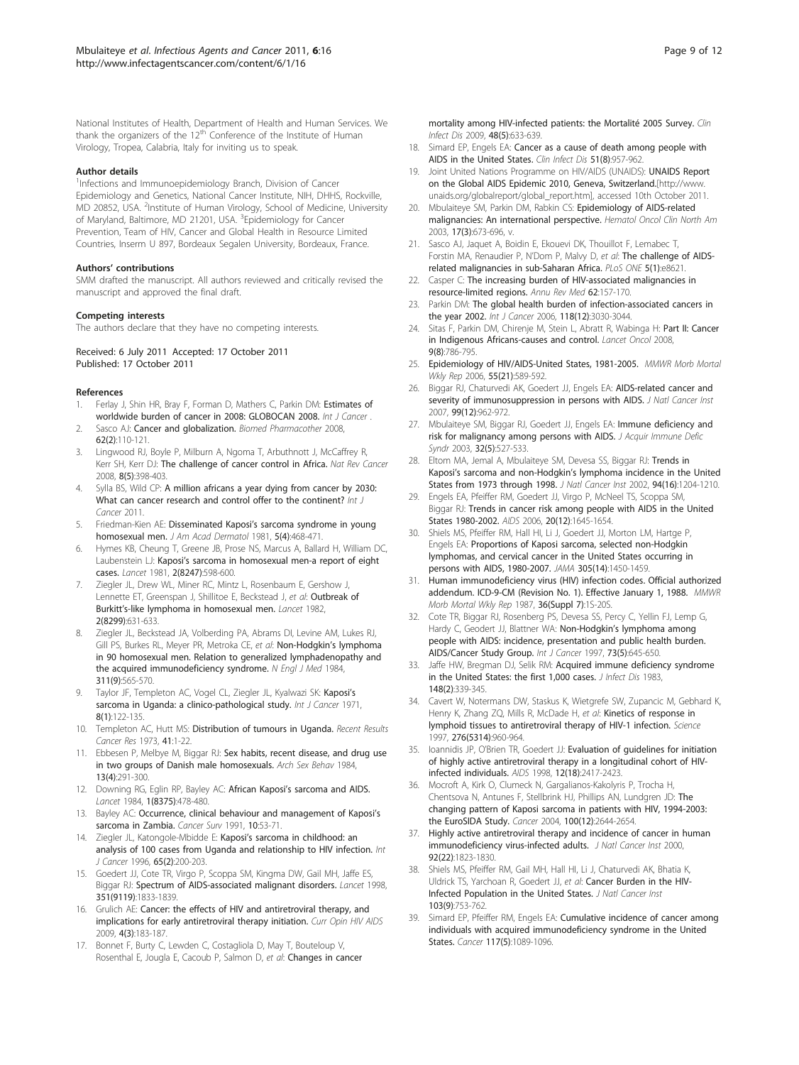National Institutes of Health, Department of Health and Human Services. We thank the organizers of the 12th Conference of the Institute of Human Virology, Tropea, Calabria, Italy for inviting us to speak.

#### Author details

[1]Infections and Immunoepidemiology Branch, Division of Cancer Epidemiology and Genetics, National Cancer Institute, NIH, DHHS, Rockville, MD 20852, USA. [2]Institute of Human Virology, School of Medicine, University of Maryland, Baltimore, MD 21201, USA. [3]Epidemiology for Cancer Prevention, Team of HIV, Cancer and Global Health in Resource Limited Countries, Inserm U 897, Bordeaux Segalen University, Bordeaux, France.

#### Authors' contributions

SMM drafted the manuscript. All authors reviewed and critically revised the manuscript and approved the final draft.

#### Competing interests

The authors declare that they have no competing interests.

Received: 6 July 2011 Accepted: 17 October 2011
Published: 17 October 2011

#### References

1. Ferlay J, Shin HR, Bray F, Forman D, Mathers C, Parkin DM: **Estimates of worldwide burden of cancer in 2008: GLOBOCAN 2008.** *Int J Cancer* .
2. Sasco AJ: **Cancer and globalization.** *Biomed Pharmacother* 2008, **62(2)**:110-121.
3. Lingwood RJ, Boyle P, Milburn A, Ngoma T, Arbuthnott J, McCaffrey R, Kerr SH, Kerr DJ: **The challenge of cancer control in Africa.** *Nat Rev Cancer* 2008, **8(5)**:398-403.
4. Sylla BS, Wild CP: **A million africans a year dying from cancer by 2030: What can cancer research and control offer to the continent?** *Int J Cancer* 2011.
5. Friedman-Kien AE: **Disseminated Kaposi's sarcoma syndrome in young homosexual men.** *J Am Acad Dermatol* 1981, **5(4)**:468-471.
6. Hymes KB, Cheung T, Greene JB, Prose NS, Marcus A, Ballard H, William DC, Laubenstein LJ: **Kaposi's sarcoma in homosexual men-a report of eight cases.** *Lancet* 1981, **2(8247)**:598-600.
7. Ziegler JL, Drew WL, Miner RC, Mintz L, Rosenbaum E, Gershow J, Lennette ET, Greenspan J, Shillitoe E, Beckstead J, *et al*: **Outbreak of Burkitt's-like lymphoma in homosexual men.** *Lancet* 1982, **2(8299)**:631-633.
8. Ziegler JL, Beckstead JA, Volberding PA, Abrams DI, Levine AM, Lukes RJ, Gill PS, Burkes RL, Meyer PR, Metroka CE, *et al*: **Non-Hodgkin's lymphoma in 90 homosexual men. Relation to generalized lymphadenopathy and the acquired immunodeficiency syndrome.** *N Engl J Med* 1984, **311(9)**:565-570.
9. Taylor JF, Templeton AC, Vogel CL, Ziegler JL, Kyalwazi SK: **Kaposi's sarcoma in Uganda: a clinico-pathological study.** *Int J Cancer* 1971, **8(1)**:122-135.
10. Templeton AC, Hutt MS: **Distribution of tumours in Uganda.** *Recent Results Cancer Res* 1973, **41**:1-22.
11. Ebbesen P, Melbye M, Biggar RJ: **Sex habits, recent disease, and drug use in two groups of Danish male homosexuals.** *Arch Sex Behav* 1984, **13(4)**:291-300.
12. Downing RG, Eglin RP, Bayley AC: **African Kaposi's sarcoma and AIDS.** *Lancet* 1984, **1(8375)**:478-480.
13. Bayley AC: **Occurrence, clinical behaviour and management of Kaposi's sarcoma in Zambia.** *Cancer Surv* 1991, **10**:53-71.
14. Ziegler JL, Katongole-Mbidde E: **Kaposi's sarcoma in childhood: an analysis of 100 cases from Uganda and relationship to HIV infection.** *Int J Cancer* 1996, **65(2)**:200-203.
15. Goedert JJ, Cote TR, Virgo P, Scoppa SM, Kingma DW, Gail MH, Jaffe ES, Biggar RJ: **Spectrum of AIDS-associated malignant disorders.** *Lancet* 1998, **351(9119)**:1833-1839.
16. Grulich AE: **Cancer: the effects of HIV and antiretroviral therapy, and implications for early antiretroviral therapy initiation.** *Curr Opin HIV AIDS* 2009, **4(3)**:183-187.
17. Bonnet F, Burty C, Lewden C, Costagliola D, May T, Bouteloup V, Rosenthal E, Jougla E, Cacoub P, Salmon D, *et al*: **Changes in cancer mortality among HIV-infected patients: the Mortalité 2005 Survey.** *Clin Infect Dis* 2009, **48(5)**:633-639.
18. Simard EP, Engels EA: **Cancer as a cause of death among people with AIDS in the United States.** *Clin Infect Dis* **51(8)**:957-962.
19. Joint United Nations Programme on HIV/AIDS (UNAIDS): **UNAIDS Report on the Global AIDS Epidemic 2010, Geneva, Switzerland.**[http://www.unaids.org/globalreport/global_report.htm], accessed 10th October 2011.
20. Mbulaiteye SM, Parkin DM, Rabkin CS: **Epidemiology of AIDS-related malignancies: An international perspective.** *Hematol Oncol Clin North Am* 2003, **17(3)**:673-696, v.
21. Sasco AJ, Jaquet A, Boidin E, Ekouevi DK, Thouillot F, Lemabec T, Forstin MA, Renaudier P, N'Dom P, Malvy D, *et al*: **The challenge of AIDS-related malignancies in sub-Saharan Africa.** *PLoS ONE* **5(1)**:e8621.
22. Casper C: **The increasing burden of HIV-associated malignancies in resource-limited regions.** *Annu Rev Med* **62**:157-170.
23. Parkin DM: **The global health burden of infection-associated cancers in the year 2002.** *Int J Cancer* 2006, **118(12)**:3030-3044.
24. Sitas F, Parkin DM, Chirenje M, Stein L, Abratt R, Wabinga H: **Part II: Cancer in Indigenous Africans-causes and control.** *Lancet Oncol* 2008, **9(8)**:786-795.
25. **Epidemiology of HIV/AIDS-United States, 1981-2005.** *MMWR Morb Mortal Wkly Rep* 2006, **55(21)**:589-592.
26. Biggar RJ, Chaturvedi AK, Goedert JJ, Engels EA: **AIDS-related cancer and severity of immunosuppression in persons with AIDS.** *J Natl Cancer Inst* 2007, **99(12)**:962-972.
27. Mbulaiteye SM, Biggar RJ, Goedert JJ, Engels EA: **Immune deficiency and risk for malignancy among persons with AIDS.** *J Acquir Immune Defic Syndr* 2003, **32(5)**:527-533.
28. Eltom MA, Jemal A, Mbulaiteye SM, Devesa SS, Biggar RJ: **Trends in Kaposi's sarcoma and non-Hodgkin's lymphoma incidence in the United States from 1973 through 1998.** *J Natl Cancer Inst* 2002, **94(16)**:1204-1210.
29. Engels EA, Pfeiffer RM, Goedert JJ, Virgo P, McNeel TS, Scoppa SM, Biggar RJ: **Trends in cancer risk among people with AIDS in the United States 1980-2002.** *AIDS* 2006, **20(12)**:1645-1654.
30. Shiels MS, Pfeiffer RM, Hall HI, Li J, Goedert JJ, Morton LM, Hartge P, Engels EA: **Proportions of Kaposi sarcoma, selected non-Hodgkin lymphomas, and cervical cancer in the United States occurring in persons with AIDS, 1980-2007.** *JAMA* **305(14)**:1450-1459.
31. **Human immunodeficiency virus (HIV) infection codes. Official authorized addendum. ICD-9-CM (Revision No. 1). Effective January 1, 1988.** *MMWR Morb Mortal Wkly Rep* 1987, **36(Suppl 7)**:1S-20S.
32. Cote TR, Biggar RJ, Rosenberg PS, Devesa SS, Percy C, Yellin FJ, Lemp G, Hardy C, Geodert JJ, Blattner WA: **Non-Hodgkin's lymphoma among people with AIDS: incidence, presentation and public health burden. AIDS/Cancer Study Group.** *Int J Cancer* 1997, **73(5)**:645-650.
33. Jaffe HW, Bregman DJ, Selik RM: **Acquired immune deficiency syndrome in the United States: the first 1,000 cases.** *J Infect Dis* 1983, **148(2)**:339-345.
34. Cavert W, Notermans DW, Staskus K, Wietgrefe SW, Zupancic M, Gebhard K, Henry K, Zhang ZQ, Mills R, McDade H, *et al*: **Kinetics of response in lymphoid tissues to antiretroviral therapy of HIV-1 infection.** *Science* 1997, **276(5314)**:960-964.
35. Ioannidis JP, O'Brien TR, Goedert JJ: **Evaluation of guidelines for initiation of highly active antiretroviral therapy in a longitudinal cohort of HIV-infected individuals.** *AIDS* 1998, **12(18)**:2417-2423.
36. Mocroft A, Kirk O, Clumeck N, Gargalianos-Kakolyris P, Trocha H, Chentsova N, Antunes F, Stellbrink HJ, Phillips AN, Lundgren JD: **The changing pattern of Kaposi sarcoma in patients with HIV, 1994-2003: the EuroSIDA Study.** *Cancer* 2004, **100(12)**:2644-2654.
37. **Highly active antiretroviral therapy and incidence of cancer in human immunodeficiency virus-infected adults.** *J Natl Cancer Inst* 2000, **92(22)**:1823-1830.
38. Shiels MS, Pfeiffer RM, Gail MH, Hall HI, Li J, Chaturvedi AK, Bhatia K, Uldrick TS, Yarchoan R, Goedert JJ, *et al*: **Cancer Burden in the HIV-Infected Population in the United States.** *J Natl Cancer Inst* **103(9)**:753-762.
39. Simard EP, Pfeiffer RM, Engels EA: **Cumulative incidence of cancer among individuals with acquired immunodeficiency syndrome in the United States.** *Cancer* **117(5)**:1089-1096.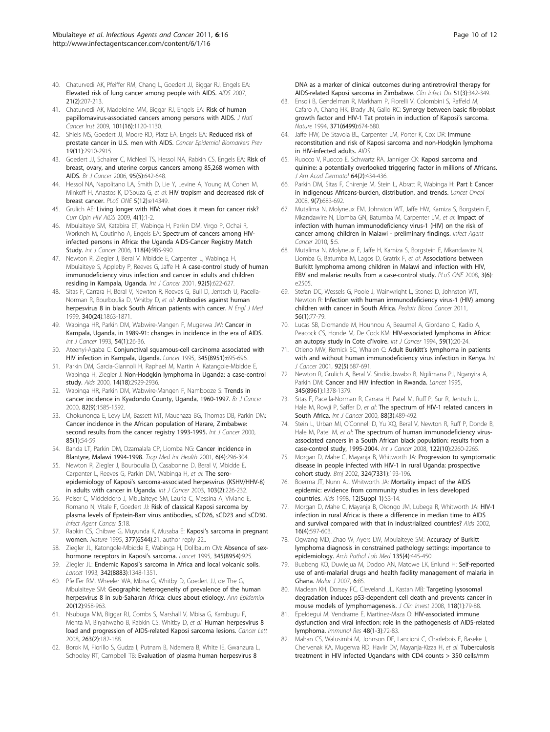40. Chaturvedi AK, Pfeiffer RM, Chang L, Goedert JJ, Biggar RJ, Engels EA: **Elevated risk of lung cancer among people with AIDS.** *AIDS* 2007, **21(2)**:207-213.
41. Chaturvedi AK, Madeleine MM, Biggar RJ, Engels EA: **Risk of human papillomavirus-associated cancers among persons with AIDS.** *J Natl Cancer Inst* 2009, **101(16)**:1120-1130.
42. Shiels MS, Goedert JJ, Moore RD, Platz EA, Engels EA: **Reduced risk of prostate cancer in U.S. men with AIDS.** *Cancer Epidemiol Biomarkers Prev* **19(11)**:2910-2915.
43. Goedert JJ, Schairer C, McNeel TS, Hessol NA, Rabkin CS, Engels EA: **Risk of breast, ovary, and uterine corpus cancers among 85,268 women with AIDS.** *Br J Cancer* 2006, **95(5)**:642-648.
44. Hessol NA, Napolitano LA, Smith D, Lie Y, Levine A, Young M, Cohen M, Minkoff H, Anastos K, D'Souza G, *et al*: **HIV tropism and decreased risk of breast cancer.** *PLoS ONE* **5(12)**:e14349.
45. Grulich AE: **Living longer with HIV: what does it mean for cancer risk?** *Curr Opin HIV AIDS* 2009, **4(1)**:1-2.
46. Mbulaiteye SM, Katabira ET, Wabinga H, Parkin DM, Virgo P, Ochai R, Workneh M, Coutinho A, Engels EA: **Spectrum of cancers among HIV-infected persons in Africa: the Uganda AIDS-Cancer Registry Match Study.** *Int J Cancer* 2006, **118(4)**:985-990.
47. Newton R, Ziegler J, Beral V, Mbidde E, Carpenter L, Wabinga H, Mbulaiteye S, Appleby P, Reeves G, Jaffe H: **A case-control study of human immunodeficiency virus infection and cancer in adults and children residing in Kampala, Uganda.** *Int J Cancer* 2001, **92(5)**:622-627.
48. Sitas F, Carrara H, Beral V, Newton R, Reeves G, Bull D, Jentsch U, Pacella-Norman R, Bourboulia D, Whitby D, *et al*: **Antibodies against human herpesvirus 8 in black South African patients with cancer.** *N Engl J Med* 1999, **340(24)**:1863-1871.
49. Wabinga HR, Parkin DM, Wabwire-Mangen F, Mugerwa JW: **Cancer in Kampala, Uganda, in 1989-91: changes in incidence in the era of AIDS.** *Int J Cancer* 1993, **54(1)**:26-36.
50. Ateenyi-Agaba C: **Conjunctival squamous-cell carcinoma associated with HIV infection in Kampala, Uganda.** *Lancet* 1995, **345(8951)**:695-696.
51. Parkin DM, Garcia-Giannoli H, Raphael M, Martin A, Katangole-Mbidde E, Wabinga H, Ziegler J: **Non-Hodgkin lymphoma in Uganda: a case-control study.** *Aids* 2000, **14(18)**:2929-2936.
52. Wabinga HR, Parkin DM, Wabwire-Mangen F, Nambooze S: **Trends in cancer incidence in Kyadondo County, Uganda, 1960-1997.** *Br J Cancer* 2000, **82(9)**:1585-1592.
53. Chokunonga E, Levy LM, Bassett MT, Mauchaza BG, Thomas DB, Parkin DM: **Cancer incidence in the African population of Harare, Zimbabwe: second results from the cancer registry 1993-1995.** *Int J Cancer* 2000, **85(1)**:54-59.
54. Banda LT, Parkin DM, Dzamalala CP, Liomba NG: **Cancer incidence in Blantyre, Malawi 1994-1998.** *Trop Med Int Health* 2001, **6(4)**:296-304.
55. Newton R, Ziegler J, Bourboulia D, Casabonne D, Beral V, Mbidde E, Carpenter L, Reeves G, Parkin DM, Wabinga H, *et al*: **The sero-epidemiology of Kaposi's sarcoma-associated herpesvirus (KSHV/HHV-8) in adults with cancer in Uganda.** *Int J Cancer* 2003, **103(2)**:226-232.
56. Pelser C, Middeldorp J, Mbulaiteye SM, Lauria C, Messina A, Viviano E, Romano N, Vitale F, Goedert JJ: **Risk of classical Kaposi sarcoma by plasma levels of Epstein-Barr virus antibodies, sCD26, sCD23 and sCD30.** *Infect Agent Cancer* **5**:18.
57. Rabkin CS, Chibwe G, Muyunda K, Musaba E: **Kaposi's sarcoma in pregnant women.** *Nature* 1995, **377(6544)**:21, author reply 22..
58. Ziegler JL, Katongole-Mbidde E, Wabinga H, Dollbaum CM: **Absence of sex-hormone receptors in Kaposi's sarcoma.** *Lancet* 1995, **345(8954)**:925.
59. Ziegler JL: **Endemic Kaposi's sarcoma in Africa and local volcanic soils.** *Lancet* 1993, **342(8883)**:1348-1351.
60. Pfeiffer RM, Wheeler WA, Mbisa G, Whitby D, Goedert JJ, de The G, Mbulaiteye SM: **Geographic heterogeneity of prevalence of the human herpesvirus 8 in sub-Saharan Africa: clues about etiology.** *Ann Epidemiol* **20(12)**:958-963.
61. Nsubuga MM, Biggar RJ, Combs S, Marshall V, Mbisa G, Kambugu F, Mehta M, Biryahwaho B, Rabkin CS, Whitby D, *et al*: **Human herpesvirus 8 load and progression of AIDS-related Kaposi sarcoma lesions.** *Cancer Lett* 2008, **263(2)**:182-188.
62. Borok M, Fiorillo S, Gudza I, Putnam B, Ndemera B, White IE, Gwanzura L, Schooley RT, Campbell TB: **Evaluation of plasma human herpesvirus 8 DNA as a marker of clinical outcomes during antiretroviral therapy for AIDS-related Kaposi sarcoma in Zimbabwe.** *Clin Infect Dis* **51(3)**:342-349.
63. Ensoli B, Gendelman R, Markham P, Fiorelli V, Colombini S, Raffeld M, Cafaro A, Chang HK, Brady JN, Gallo RC: **Synergy between basic fibroblast growth factor and HIV-1 Tat protein in induction of Kaposi's sarcoma.** *Nature* 1994, **371(6499)**:674-680.
64. Jaffe HW, De Stavola BL, Carpenter LM, Porter K, Cox DR: **Immune reconstitution and risk of Kaposi sarcoma and non-Hodgkin lymphoma in HIV-infected adults.** *AIDS* .
65. Ruocco V, Ruocco E, Schwartz RA, Janniger CK: **Kaposi sarcoma and quinine: a potentially overlooked triggering factor in millions of Africans.** *J Am Acad Dermatol* **64(2)**:434-436.
66. Parkin DM, Sitas F, Chirenje M, Stein L, Abratt R, Wabinga H: **Part I: Cancer in Indigenous Africans-burden, distribution, and trends.** *Lancet Oncol* 2008, **9(7)**:683-692.
67. Mutalima N, Molyneux EM, Johnston WT, Jaffe HW, Kamiza S, Borgstein E, Mkandawire N, Liomba GN, Batumba M, Carpenter LM, *et al*: **Impact of infection with human immunodeficiency virus-1 (HIV) on the risk of cancer among children in Malawi - preliminary findings.** *Infect Agent Cancer* 2010, **5**:5.
68. Mutalima N, Molyneux E, Jaffe H, Kamiza S, Borgstein E, Mkandawire N, Liomba G, Batumba M, Lagos D, Gratrix F, *et al*: **Associations between Burkitt lymphoma among children in Malawi and infection with HIV, EBV and malaria: results from a case-control study.** *PLoS ONE* 2008, **3(6)**: e2505.
69. Stefan DC, Wessels G, Poole J, Wainwright L, Stones D, Johnston WT, Newton R: **Infection with human immunodeficiency virus-1 (HIV) among children with cancer in South Africa.** *Pediatr Blood Cancer* 2011, **56(1)**:77-79.
70. Lucas SB, Diomande M, Hounnou A, Beaumel A, Giordano C, Kadio A, Peacock CS, Honde M, De Cock KM: **HIV-associated lymphoma in Africa: an autopsy study in Cote d'Ivoire.** *Int J Cancer* 1994, **59(1)**:20-24.
71. Otieno MW, Remick SC, Whalen C: **Adult Burkitt's lymphoma in patients with and without human immunodeficiency virus infection in Kenya.** *Int J Cancer* 2001, **92(5)**:687-691.
72. Newton R, Grulich A, Beral V, Sindikubwabo B, Ngilimana PJ, Nganyira A, Parkin DM: **Cancer and HIV infection in Rwanda.** *Lancet* 1995, **345(8961)**:1378-1379.
73. Sitas F, Pacella-Norman R, Carrara H, Patel M, Ruff P, Sur R, Jentsch U, Hale M, Rowji P, Saffer D, *et al*: **The spectrum of HIV-1 related cancers in South Africa.** *Int J Cancer* 2000, **88(3)**:489-492.
74. Stein L, Urban MI, O'Connell D, Yu XQ, Beral V, Newton R, Ruff P, Donde B, Hale M, Patel M, *et al*: **The spectrum of human immunodeficiency virus-associated cancers in a South African black population: results from a case-control study, 1995-2004.** *Int J Cancer* 2008, **122(10)**:2260-2265.
75. Morgan D, Mahe C, Mayanja B, Whitworth JA: **Progression to symptomatic disease in people infected with HIV-1 in rural Uganda: prospective cohort study.** *Bmj* 2002, **324(7331)**:193-196.
76. Boerma JT, Nunn AJ, Whitworth JA: **Mortality impact of the AIDS epidemic: evidence from community studies in less developed countries.** *Aids* 1998, **12(Suppl 1)**:S3-14.
77. Morgan D, Mahe C, Mayanja B, Okongo JM, Lubega R, Whitworth JA: **HIV-1 infection in rural Africa: is there a difference in median time to AIDS and survival compared with that in industrialized countries?** *Aids* 2002, **16(4)**:597-603.
78. Ogwang MD, Zhao W, Ayers LW, Mbulaiteye SM: **Accuracy of Burkitt lymphoma diagnosis in constrained pathology settings: importance to epidemiology.** *Arch Pathol Lab Med* **135(4)**:445-450.
79. Buabeng KO, Duwiejua M, Dodoo AN, Matowe LK, Enlund H: **Self-reported use of anti-malarial drugs and health facility management of malaria in Ghana.** *Malar J* 2007, **6**:85.
80. Maclean KH, Dorsey FC, Cleveland JL, Kastan MB: **Targeting lysosomal degradation induces p53-dependent cell death and prevents cancer in mouse models of lymphomagenesis.** *J Clin Invest* 2008, **118(1)**:79-88.
81. Epeldegui M, Vendrame E, Martinez-Maza O: **HIV-associated immune dysfunction and viral infection: role in the pathogenesis of AIDS-related lymphoma.** *Immunol Res* **48(1-3)**:72-83.
82. Mahan CS, Walusimbi M, Johnson DF, Lancioni C, Charlebois E, Baseke J, Chervenak KA, Mugerwa RD, Havlir DV, Mayanja-Kizza H, *et al*: **Tuberculosis treatment in HIV infected Ugandans with CD4 counts > 350 cells/mm**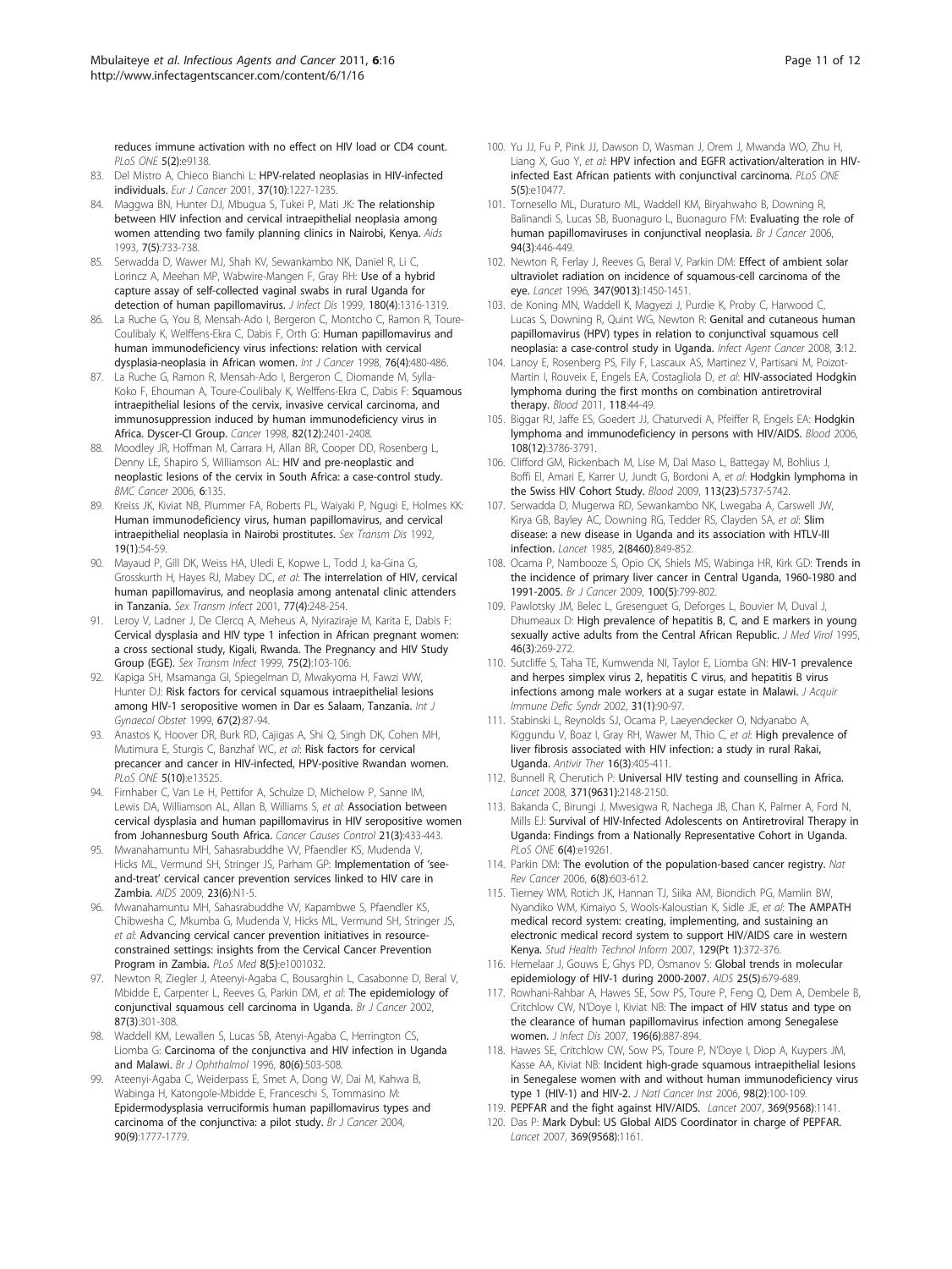reduces immune activation with no effect on HIV load or CD4 count. *PLoS ONE* 5(2):e9138.

83. Del Mistro A, Chieco Bianchi L: **HPV-related neoplasias in HIV-infected individuals.** *Eur J Cancer* 2001, **37(10)**:1227-1235.
84. Maggwa BN, Hunter DJ, Mbugua S, Tukei P, Mati JK: **The relationship between HIV infection and cervical intraepithelial neoplasia among women attending two family planning clinics in Nairobi, Kenya.** *Aids* 1993, **7(5)**:733-738.
85. Serwadda D, Wawer MJ, Shah KV, Sewankambo NK, Daniel R, Li C, Lorincz A, Meehan MP, Wabwire-Mangen F, Gray RH: **Use of a hybrid capture assay of self-collected vaginal swabs in rural Uganda for detection of human papillomavirus.** *J Infect Dis* 1999, **180(4)**:1316-1319.
86. La Ruche G, You B, Mensah-Ado I, Bergeron C, Montcho C, Ramon R, Toure-Coulibaly K, Welffens-Ekra C, Dabis F, Orth G: **Human papillomavirus and human immunodeficiency virus infections: relation with cervical dysplasia-neoplasia in African women.** *Int J Cancer* 1998, **76(4)**:480-486.
87. La Ruche G, Ramon R, Mensah-Ado I, Bergeron C, Diomande M, Sylla-Koko F, Ehouman A, Toure-Coulibaly K, Welffens-Ekra C, Dabis F: **Squamous intraepithelial lesions of the cervix, invasive cervical carcinoma, and immunosuppression induced by human immunodeficiency virus in Africa. Dyscer-CI Group.** *Cancer* 1998, **82(12)**:2401-2408.
88. Moodley JR, Hoffman M, Carrara H, Allan BR, Cooper DD, Rosenberg L, Denny LE, Shapiro S, Williamson AL: **HIV and pre-neoplastic and neoplastic lesions of the cervix in South Africa: a case-control study.** *BMC Cancer* 2006, **6**:135.
89. Kreiss JK, Kiviat NB, Plummer FA, Roberts PL, Waiyaki P, Ngugi E, Holmes KK: **Human immunodeficiency virus, human papillomavirus, and cervical intraepithelial neoplasia in Nairobi prostitutes.** *Sex Transm Dis* 1992, **19(1)**:54-59.
90. Mayaud P, Gill DK, Weiss HA, Uledi E, Kopwe L, Todd J, ka-Gina G, Grosskurth H, Hayes RJ, Mabey DC, *et al*: **The interrelation of HIV, cervical human papillomavirus, and neoplasia among antenatal clinic attenders in Tanzania.** *Sex Transm Infect* 2001, **77(4)**:248-254.
91. Leroy V, Ladner J, De Clercq A, Meheus A, Nyiraziraje M, Karita E, Dabis F: **Cervical dysplasia and HIV type 1 infection in African pregnant women: a cross sectional study, Kigali, Rwanda. The Pregnancy and HIV Study Group (EGE).** *Sex Transm Infect* 1999, **75(2)**:103-106.
92. Kapiga SH, Msamanga GI, Spiegelman D, Mwakyoma H, Fawzi WW, Hunter DJ: **Risk factors for cervical squamous intraepithelial lesions among HIV-1 seropositive women in Dar es Salaam, Tanzania.** *Int J Gynaecol Obstet* 1999, **67(2)**:87-94.
93. Anastos K, Hoover DR, Burk RD, Cajigas A, Shi Q, Singh DK, Cohen MH, Mutimura E, Sturgis C, Banzhaf WC, *et al*: **Risk factors for cervical precancer and cancer in HIV-infected, HPV-positive Rwandan women.** *PLoS ONE* **5(10)**:e13525.
94. Firnhaber C, Van Le H, Pettifor A, Schulze D, Michelow P, Sanne IM, Lewis DA, Williamson AL, Allan B, Williams S, *et al*: **Association between cervical dysplasia and human papillomavirus in HIV seropositive women from Johannesburg South Africa.** *Cancer Causes Control* 21(3):433-443.
95. Mwanahamuntu MH, Sahasrabuddhe VV, Pfaendler KS, Mudenda V, Hicks ML, Vermund SH, Stringer JS, Parham GP: **Implementation of 'see-and-treat' cervical cancer prevention services linked to HIV care in Zambia.** *AIDS* 2009, **23(6)**:N1-5.
96. Mwanahamuntu MH, Sahasrabuddhe VV, Kapambwe S, Pfaendler KS, Chibwesha C, Mkumba G, Mudenda V, Hicks ML, Vermund SH, Stringer JS, *et al*: **Advancing cervical cancer prevention initiatives in resource-constrained settings: insights from the Cervical Cancer Prevention Program in Zambia.** *PLoS Med* **8(5)**:e1001032.
97. Newton R, Ziegler J, Ateenyi-Agaba C, Bousarghin L, Casabonne D, Beral V, Mbidde E, Carpenter L, Reeves G, Parkin DM, *et al*: **The epidemiology of conjunctival squamous cell carcinoma in Uganda.** *Br J Cancer* 2002, **87(3)**:301-308.
98. Waddell KM, Lewallen S, Lucas SB, Atenyi-Agaba C, Herrington CS, Liomba G: **Carcinoma of the conjunctiva and HIV infection in Uganda and Malawi.** *Br J Ophthalmol* 1996, **80(6)**:503-508.
99. Ateenyi-Agaba C, Weiderpass E, Smet A, Dong W, Dai M, Kahwa B, Wabinga H, Katongole-Mbidde E, Franceschi S, Tommasino M: **Epidermodysplasia verruciformis human papillomavirus types and carcinoma of the conjunctiva: a pilot study.** *Br J Cancer* 2004, **90(9)**:1777-1779.
100. Yu JJ, Fu P, Pink JJ, Dawson D, Wasman J, Orem J, Mwanda WO, Zhu H, Liang X, Guo Y, *et al*: **HPV infection and EGFR activation/alteration in HIV-infected East African patients with conjunctival carcinoma.** *PLoS ONE* **5(5)**:e10477.
101. Tornesello ML, Duraturo ML, Waddell KM, Biryahwaho B, Downing R, Balinandi S, Lucas SB, Buonaguro L, Buonaguro FM: **Evaluating the role of human papillomaviruses in conjunctival neoplasia.** *Br J Cancer* 2006, **94(3)**:446-449.
102. Newton R, Ferlay J, Reeves G, Beral V, Parkin DM: **Effect of ambient solar ultraviolet radiation on incidence of squamous-cell carcinoma of the eye.** *Lancet* 1996, **347(9013)**:1450-1451.
103. de Koning MN, Waddell K, Magyezi J, Purdie K, Proby C, Harwood C, Lucas S, Downing R, Quint WG, Newton R: **Genital and cutaneous human papillomavirus (HPV) types in relation to conjunctival squamous cell neoplasia: a case-control study in Uganda.** *Infect Agent Cancer* 2008, **3**:12.
104. Lanoy E, Rosenberg PS, Fily F, Lascaux AS, Martinez V, Partisani M, Poizot-Martin I, Rouveix E, Engels EA, Costagliola D, *et al*: **HIV-associated Hodgkin lymphoma during the first months on combination antiretroviral therapy.** *Blood* 2011, **118**:44-49.
105. Biggar RJ, Jaffe ES, Goedert JJ, Chaturvedi A, Pfeiffer R, Engels EA: **Hodgkin lymphoma and immunodeficiency in persons with HIV/AIDS.** *Blood* 2006, **108(12)**:3786-3791.
106. Clifford GM, Rickenbach M, Lise M, Dal Maso L, Battegay M, Bohlius J, Boffi El, Amari E, Karrer U, Jundt G, Bordoni A, *et al*: **Hodgkin lymphoma in the Swiss HIV Cohort Study.** *Blood* 2009, **113(23)**:5737-5742.
107. Serwadda D, Mugerwa RD, Sewankambo NK, Lwegaba A, Carswell JW, Kirya GB, Bayley AC, Downing RG, Tedder RS, Clayden SA, *et al*: **Slim disease: a new disease in Uganda and its association with HTLV-III infection.** *Lancet* 1985, **2(8460)**:849-852.
108. Ocama P, Nambooze S, Opio CK, Shiels MS, Wabinga HR, Kirk GD: **Trends in the incidence of primary liver cancer in Central Uganda, 1960-1980 and 1991-2005.** *Br J Cancer* 2009, **100(5)**:799-802.
109. Pawlotsky JM, Belec L, Gresenguet G, Deforges L, Bouvier M, Duval J, Dhumeaux D: **High prevalence of hepatitis B, C, and E markers in young sexually active adults from the Central African Republic.** *J Med Virol* 1995, **46(3)**:269-272.
110. Sutcliffe S, Taha TE, Kumwenda NI, Taylor E, Liomba GN: **HIV-1 prevalence and herpes simplex virus 2, hepatitis C virus, and hepatitis B virus infections among male workers at a sugar estate in Malawi.** *J Acquir Immune Defic Syndr* 2002, **31(1)**:90-97.
111. Stabinski L, Reynolds SJ, Ocama P, Laeyendecker O, Ndyanabo A, Kiggundu V, Boaz I, Gray RH, Wawer M, Thio C, *et al*: **High prevalence of liver fibrosis associated with HIV infection: a study in rural Rakai, Uganda.** *Antivir Ther* 16(3):405-411.
112. Bunnell R, Cherutich P: **Universal HIV testing and counselling in Africa.** *Lancet* 2008, **371(9631)**:2148-2150.
113. Bakanda C, Birungi J, Mwesigwa R, Nachega JB, Chan K, Palmer A, Ford N, Mills EJ: **Survival of HIV-Infected Adolescents on Antiretroviral Therapy in Uganda: Findings from a Nationally Representative Cohort in Uganda.** *PLoS ONE* **6(4)**:e19261.
114. Parkin DM: **The evolution of the population-based cancer registry.** *Nat Rev Cancer* 2006, **6(8)**:603-612.
115. Tierney WM, Rotich JK, Hannan TJ, Siika AM, Biondich PG, Mamlin BW, Nyandiko WM, Kimaiyo S, Wools-Kaloustian K, Sidle JE, *et al*: **The AMPATH medical record system: creating, implementing, and sustaining an electronic medical record system to support HIV/AIDS care in western Kenya.** *Stud Health Technol Inform* 2007, **129(Pt 1)**:372-376.
116. Hemelaar J, Gouws E, Ghys PD, Osmanov S: **Global trends in molecular epidemiology of HIV-1 during 2000-2007.** *AIDS* **25(5)**:679-689.
117. Rowhani-Rahbar A, Hawes SE, Sow PS, Toure P, Feng Q, Dem A, Dembele B, Critchlow CW, N'Doye I, Kiviat NB: **The impact of HIV status and type on the clearance of human papillomavirus infection among Senegalese women.** *J Infect Dis* 2007, **196(6)**:887-894.
118. Hawes SE, Critchlow CW, Sow PS, Toure P, N'Doye I, Diop A, Kuypers JM, Kasse AA, Kiviat NB: **Incident high-grade squamous intraepithelial lesions in Senegalese women with and without human immunodeficiency virus type 1 (HIV-1) and HIV-2.** *J Natl Cancer Inst* 2006, **98(2)**:100-109.
119. **PEPFAR and the fight against HIV/AIDS.** *Lancet* 2007, **369(9568)**:1141.
120. Das P: **Mark Dybul: US Global AIDS Coordinator in charge of PEPFAR.** *Lancet* 2007, **369(9568)**:1161.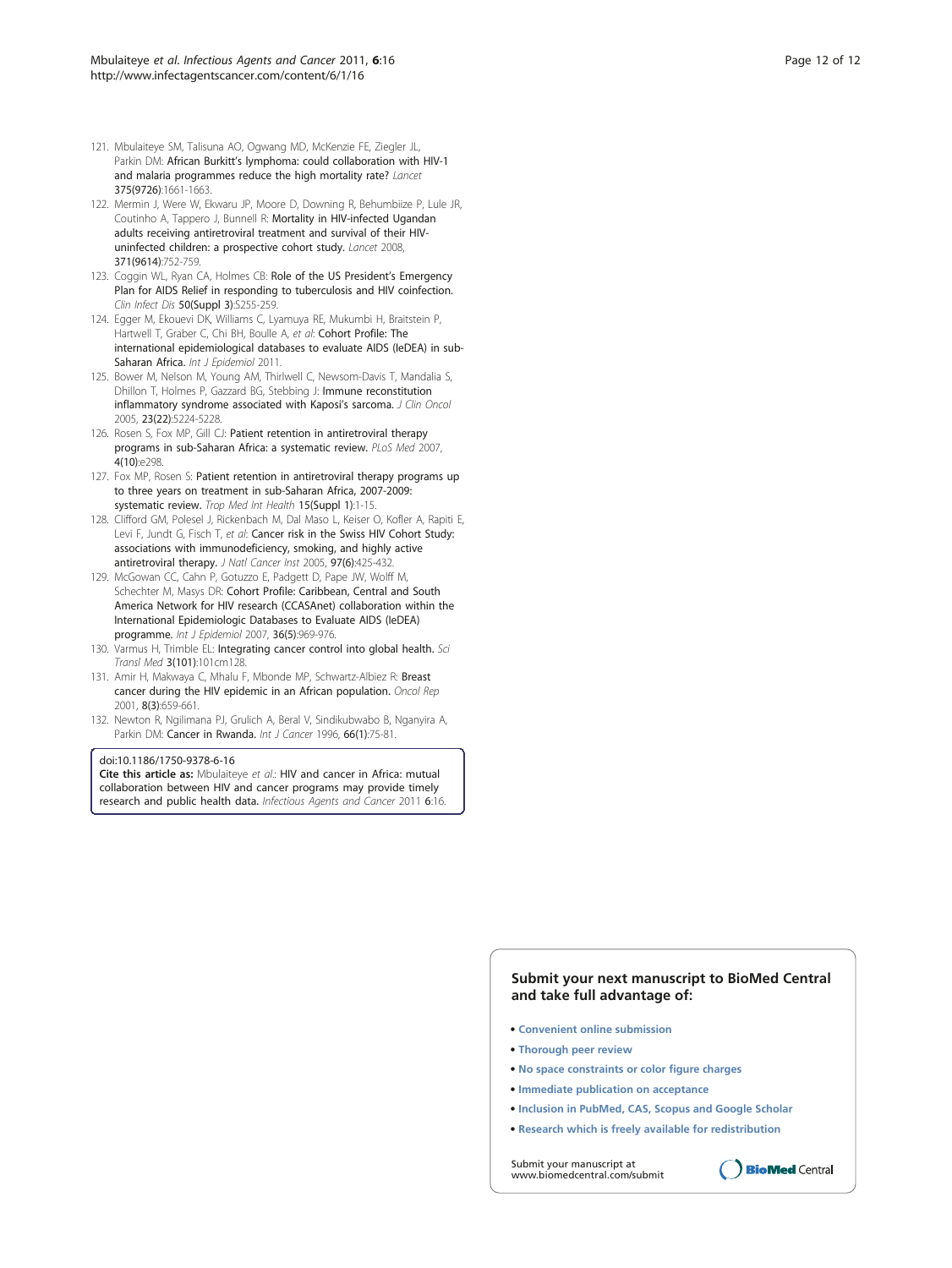121. Mbulaiteye SM, Talisuna AO, Ogwang MD, McKenzie FE, Ziegler JL, Parkin DM: **African Burkitt's lymphoma: could collaboration with HIV-1 and malaria programmes reduce the high mortality rate?** *Lancet* **375(9726)**:1661-1663.
122. Mermin J, Were W, Ekwaru JP, Moore D, Downing R, Behumbiize P, Lule JR, Coutinho A, Tappero J, Bunnell R: **Mortality in HIV-infected Ugandan adults receiving antiretroviral treatment and survival of their HIV-uninfected children: a prospective cohort study.** *Lancet* 2008, **371(9614)**:752-759.
123. Coggin WL, Ryan CA, Holmes CB: **Role of the US President's Emergency Plan for AIDS Relief in responding to tuberculosis and HIV coinfection.** *Clin Infect Dis* **50(Suppl 3)**:S255-259.
124. Egger M, Ekouevi DK, Williams C, Lyamuya RE, Mukumbi H, Braitstein P, Hartwell T, Graber C, Chi BH, Boulle A, *et al*: **Cohort Profile: The international epidemiological databases to evaluate AIDS (IeDEA) in sub-Saharan Africa.** *Int J Epidemiol* 2011.
125. Bower M, Nelson M, Young AM, Thirlwell C, Newsom-Davis T, Mandalia S, Dhillon T, Holmes P, Gazzard BG, Stebbing J: **Immune reconstitution inflammatory syndrome associated with Kaposi's sarcoma.** *J Clin Oncol* 2005, **23(22)**:5224-5228.
126. Rosen S, Fox MP, Gill CJ: **Patient retention in antiretroviral therapy programs in sub-Saharan Africa: a systematic review.** *PLoS Med* 2007, **4(10)**:e298.
127. Fox MP, Rosen S: **Patient retention in antiretroviral therapy programs up to three years on treatment in sub-Saharan Africa, 2007-2009: systematic review.** *Trop Med Int Health* **15(Suppl 1)**:1-15.
128. Clifford GM, Polesel J, Rickenbach M, Dal Maso L, Keiser O, Kofler A, Rapiti E, Levi F, Jundt G, Fisch T, *et al*: **Cancer risk in the Swiss HIV Cohort Study: associations with immunodeficiency, smoking, and highly active antiretroviral therapy.** *J Natl Cancer Inst* 2005, **97(6)**:425-432.
129. McGowan CC, Cahn P, Gotuzzo E, Padgett D, Pape JW, Wolff M, Schechter M, Masys DR: **Cohort Profile: Caribbean, Central and South America Network for HIV research (CCASAnet) collaboration within the International Epidemiologic Databases to Evaluate AIDS (IeDEA) programme.** *Int J Epidemiol* 2007, **36(5)**:969-976.
130. Varmus H, Trimble EL: **Integrating cancer control into global health.** *Sci Transl Med* **3(101)**:101cm128.
131. Amir H, Makwaya C, Mhalu F, Mbonde MP, Schwartz-Albiez R: **Breast cancer during the HIV epidemic in an African population.** *Oncol Rep* 2001, **8(3)**:659-661.
132. Newton R, Ngilimana PJ, Grulich A, Beral V, Sindikubwabo B, Nganyira A, Parkin DM: **Cancer in Rwanda.** *Int J Cancer* 1996, **66(1)**:75-81.

doi:10.1186/1750-9378-6-16

**Cite this article as:** Mbulaiteye *et al.*: HIV and cancer in Africa: mutual collaboration between HIV and cancer programs may provide timely research and public health data. *Infectious Agents and Cancer* 2011 **6**:16.

**Submit your next manuscript to BioMed Central and take full advantage of:**

- Convenient online submission
- Thorough peer review
- No space constraints or color figure charges
- Immediate publication on acceptance
- Inclusion in PubMed, CAS, Scopus and Google Scholar
- Research which is freely available for redistribution

Submit your manuscript at www.biomedcentral.com/submit

BioMed Central